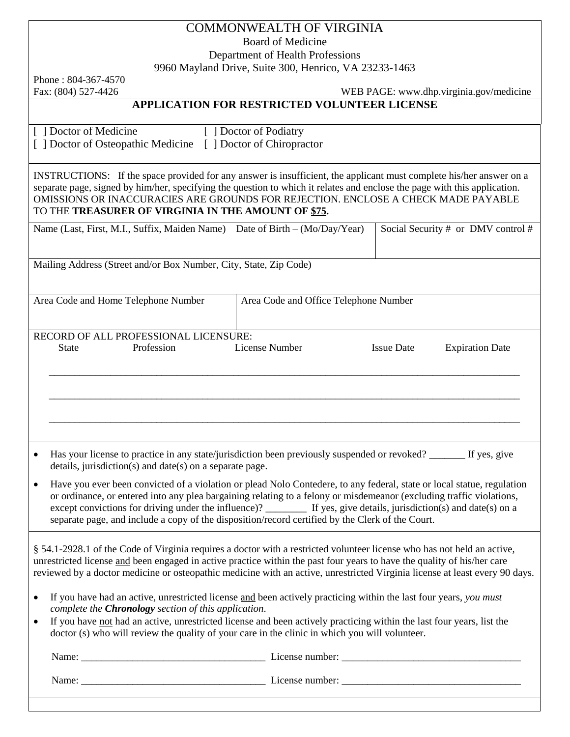# COMMONWEALTH OF VIRGINIA

Board of Medicine
Department of Health Professions
9960 Mayland Drive, Suite 300, Henrico, VA 23233-1463

Phone : 804-367-4570
Fax: (804) 527-4426
WEB PAGE: www.dhp.virginia.gov/medicine

## APPLICATION FOR RESTRICTED VOLUNTEER LICENSE

[ ] Doctor of Medicine [ ] Doctor of Podiatry
[ ] Doctor of Osteopathic Medicine [ ] Doctor of Chiropractor

INSTRUCTIONS: If the space provided for any answer is insufficient, the applicant must complete his/her answer on a separate page, signed by him/her, specifying the question to which it relates and enclose the page with this application. OMISSIONS OR INACCURACIES ARE GROUNDS FOR REJECTION. ENCLOSE A CHECK MADE PAYABLE TO THE **TREASURER OF VIRGINIA IN THE AMOUNT OF $75.**

| Name (Last, First, M.I., Suffix, Maiden Name) Date of Birth – (Mo/Day/Year) | Social Security # or DMV control # |
|---|---|
| | |

Mailing Address (Street and/or Box Number, City, State, Zip Code)

| Area Code and Home Telephone Number | Area Code and Office Telephone Number |
|---|---|
| | |

RECORD OF ALL PROFESSIONAL LICENSURE:

| State | Profession | License Number | Issue Date | Expiration Date |
|---|---|---|---|---|
| | | | | |
| | | | | |
| | | | | |

- Has your license to practice in any state/jurisdiction been previously suspended or revoked? _______ If yes, give details, jurisdiction(s) and date(s) on a separate page.
- Have you ever been convicted of a violation or plead Nolo Contedere, to any federal, state or local statue, regulation or ordinance, or entered into any plea bargaining relating to a felony or misdemeanor (excluding traffic violations, except convictions for driving under the influence)? ________ If yes, give details, jurisdiction(s) and date(s) on a separate page, and include a copy of the disposition/record certified by the Clerk of the Court.

§ 54.1-2928.1 of the Code of Virginia requires a doctor with a restricted volunteer license who has not held an active, unrestricted license and been engaged in active practice within the past four years to have the quality of his/her care reviewed by a doctor medicine or osteopathic medicine with an active, unrestricted Virginia license at least every 90 days.

- If you have had an active, unrestricted license and been actively practicing within the last four years, *you must complete the **Chronology** section of this application*.
- If you have not had an active, unrestricted license and been actively practicing within the last four years, list the doctor (s) who will review the quality of your care in the clinic in which you will volunteer.

Name: ____________________________________ License number: ___________________________________

Name: ____________________________________ License number: ___________________________________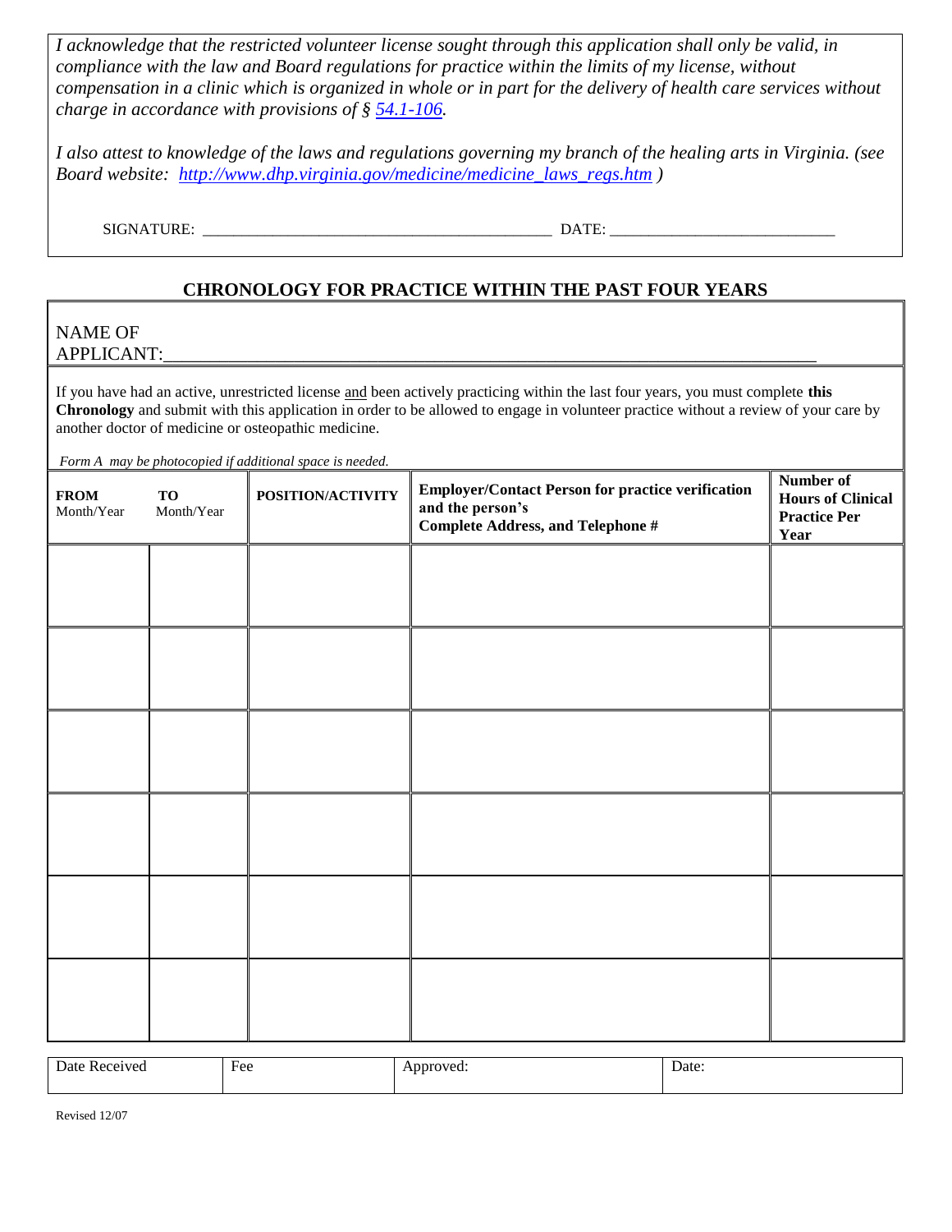*I acknowledge that the restricted volunteer license sought through this application shall only be valid, in compliance with the law and Board regulations for practice within the limits of my license, without compensation in a clinic which is organized in whole or in part for the delivery of health care services without charge in accordance with provisions of § 54.1-106.*

*I also attest to knowledge of the laws and regulations governing my branch of the healing arts in Virginia. (see Board website: http://www.dhp.virginia.gov/medicine/medicine_laws_regs.htm )*

SIGNATURE: ___________________________________________ DATE: ____________________________

## CHRONOLOGY FOR PRACTICE WITHIN THE PAST FOUR YEARS

NAME OF APPLICANT:___________________________________________________________________________

If you have had an active, unrestricted license and been actively practicing within the last four years, you must complete **this Chronology** and submit with this application in order to be allowed to engage in volunteer practice without a review of your care by another doctor of medicine or osteopathic medicine.

*Form A may be photocopied if additional space is needed.*

| **FROM** Month/Year | **TO** Month/Year | **POSITION/ACTIVITY** | **Employer/Contact Person for practice verification and the person's Complete Address, and Telephone #** | **Number of Hours of Clinical Practice Per Year** |
|---|---|---|---|---|
| | | | | |
| | | | | |
| | | | | |
| | | | | |
| | | | | |
| | | | | |

| Date Received | Fee | Approved: | Date: |
|---|---|---|---|
| | | | |

Revised 12/07